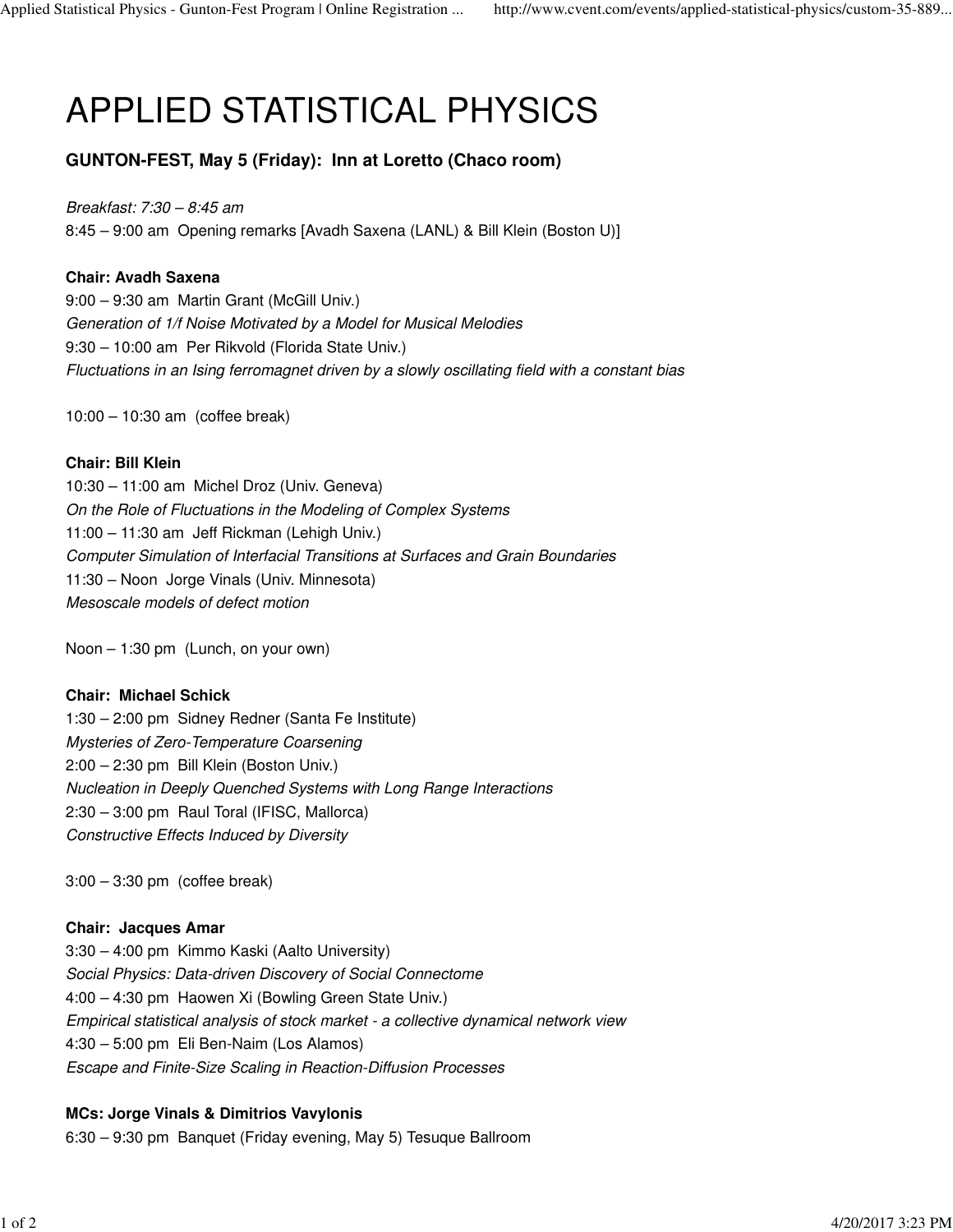# APPLIED STATISTICAL PHYSICS

**GUNTON-FEST, May 5 (Friday): Inn at Loretto (Chaco room)**

*Breakfast: 7:30 – 8:45 am*
8:45 – 9:00 am Opening remarks [Avadh Saxena (LANL) & Bill Klein (Boston U)]

**Chair: Avadh Saxena**
9:00 – 9:30 am Martin Grant (McGill Univ.)
*Generation of 1/f Noise Motivated by a Model for Musical Melodies*
9:30 – 10:00 am Per Rikvold (Florida State Univ.)
*Fluctuations in an Ising ferromagnet driven by a slowly oscillating field with a constant bias*

10:00 – 10:30 am (coffee break)

**Chair: Bill Klein**
10:30 – 11:00 am Michel Droz (Univ. Geneva)
*On the Role of Fluctuations in the Modeling of Complex Systems*
11:00 – 11:30 am Jeff Rickman (Lehigh Univ.)
*Computer Simulation of Interfacial Transitions at Surfaces and Grain Boundaries*
11:30 – Noon Jorge Vinals (Univ. Minnesota)
*Mesoscale models of defect motion*

Noon – 1:30 pm (Lunch, on your own)

**Chair: Michael Schick**
1:30 – 2:00 pm Sidney Redner (Santa Fe Institute)
*Mysteries of Zero-Temperature Coarsening*
2:00 – 2:30 pm Bill Klein (Boston Univ.)
*Nucleation in Deeply Quenched Systems with Long Range Interactions*
2:30 – 3:00 pm Raul Toral (IFISC, Mallorca)
*Constructive Effects Induced by Diversity*

3:00 – 3:30 pm (coffee break)

**Chair: Jacques Amar**
3:30 – 4:00 pm Kimmo Kaski (Aalto University)
*Social Physics: Data-driven Discovery of Social Connectome*
4:00 – 4:30 pm Haowen Xi (Bowling Green State Univ.)
*Empirical statistical analysis of stock market - a collective dynamical network view*
4:30 – 5:00 pm Eli Ben-Naim (Los Alamos)
*Escape and Finite-Size Scaling in Reaction-Diffusion Processes*

**MCs: Jorge Vinals & Dimitrios Vavylonis**
6:30 – 9:30 pm Banquet (Friday evening, May 5) Tesuque Ballroom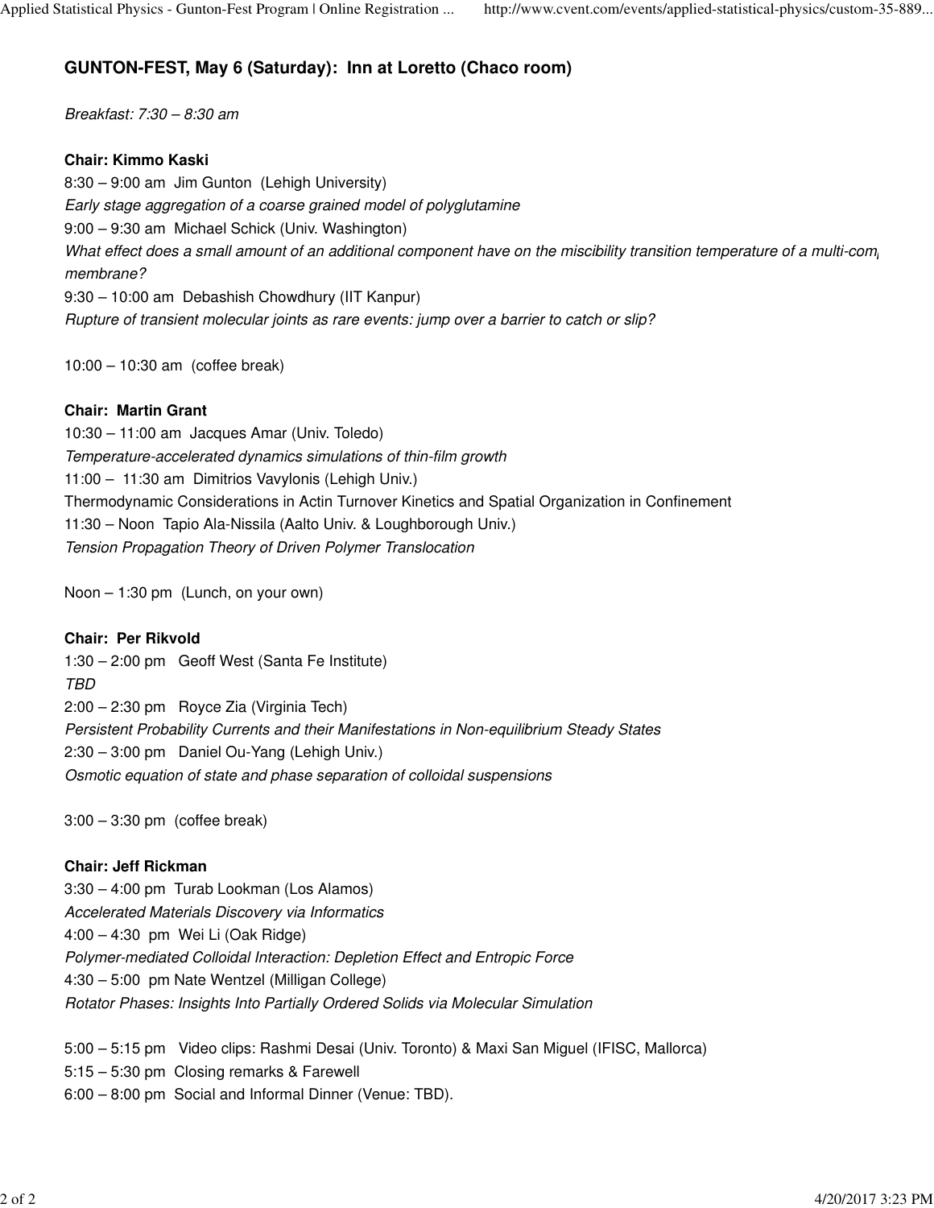## GUNTON-FEST, May 6 (Saturday): Inn at Loretto (Chaco room)

*Breakfast: 7:30 – 8:30 am*

**Chair: Kimmo Kaski**

8:30 – 9:00 am Jim Gunton (Lehigh University)
*Early stage aggregation of a coarse grained model of polyglutamine*

9:00 – 9:30 am Michael Schick (Univ. Washington)
*What effect does a small amount of an additional component have on the miscibility transition temperature of a multi-com membrane?*

9:30 – 10:00 am Debashish Chowdhury (IIT Kanpur)
*Rupture of transient molecular joints as rare events: jump over a barrier to catch or slip?*

10:00 – 10:30 am (coffee break)

**Chair: Martin Grant**

10:30 – 11:00 am Jacques Amar (Univ. Toledo)
*Temperature-accelerated dynamics simulations of thin-film growth*

11:00 – 11:30 am Dimitrios Vavylonis (Lehigh Univ.)
Thermodynamic Considerations in Actin Turnover Kinetics and Spatial Organization in Confinement

11:30 – Noon Tapio Ala-Nissila (Aalto Univ. & Loughborough Univ.)
*Tension Propagation Theory of Driven Polymer Translocation*

Noon – 1:30 pm (Lunch, on your own)

**Chair: Per Rikvold**

1:30 – 2:00 pm Geoff West (Santa Fe Institute)
*TBD*

2:00 – 2:30 pm Royce Zia (Virginia Tech)
*Persistent Probability Currents and their Manifestations in Non-equilibrium Steady States*

2:30 – 3:00 pm Daniel Ou-Yang (Lehigh Univ.)
*Osmotic equation of state and phase separation of colloidal suspensions*

3:00 – 3:30 pm (coffee break)

**Chair: Jeff Rickman**

3:30 – 4:00 pm Turab Lookman (Los Alamos)
*Accelerated Materials Discovery via Informatics*

4:00 – 4:30 pm Wei Li (Oak Ridge)
*Polymer-mediated Colloidal Interaction: Depletion Effect and Entropic Force*

4:30 – 5:00 pm Nate Wentzel (Milligan College)
*Rotator Phases: Insights Into Partially Ordered Solids via Molecular Simulation*

5:00 – 5:15 pm Video clips: Rashmi Desai (Univ. Toronto) & Maxi San Miguel (IFISC, Mallorca)

5:15 – 5:30 pm Closing remarks & Farewell

6:00 – 8:00 pm Social and Informal Dinner (Venue: TBD).